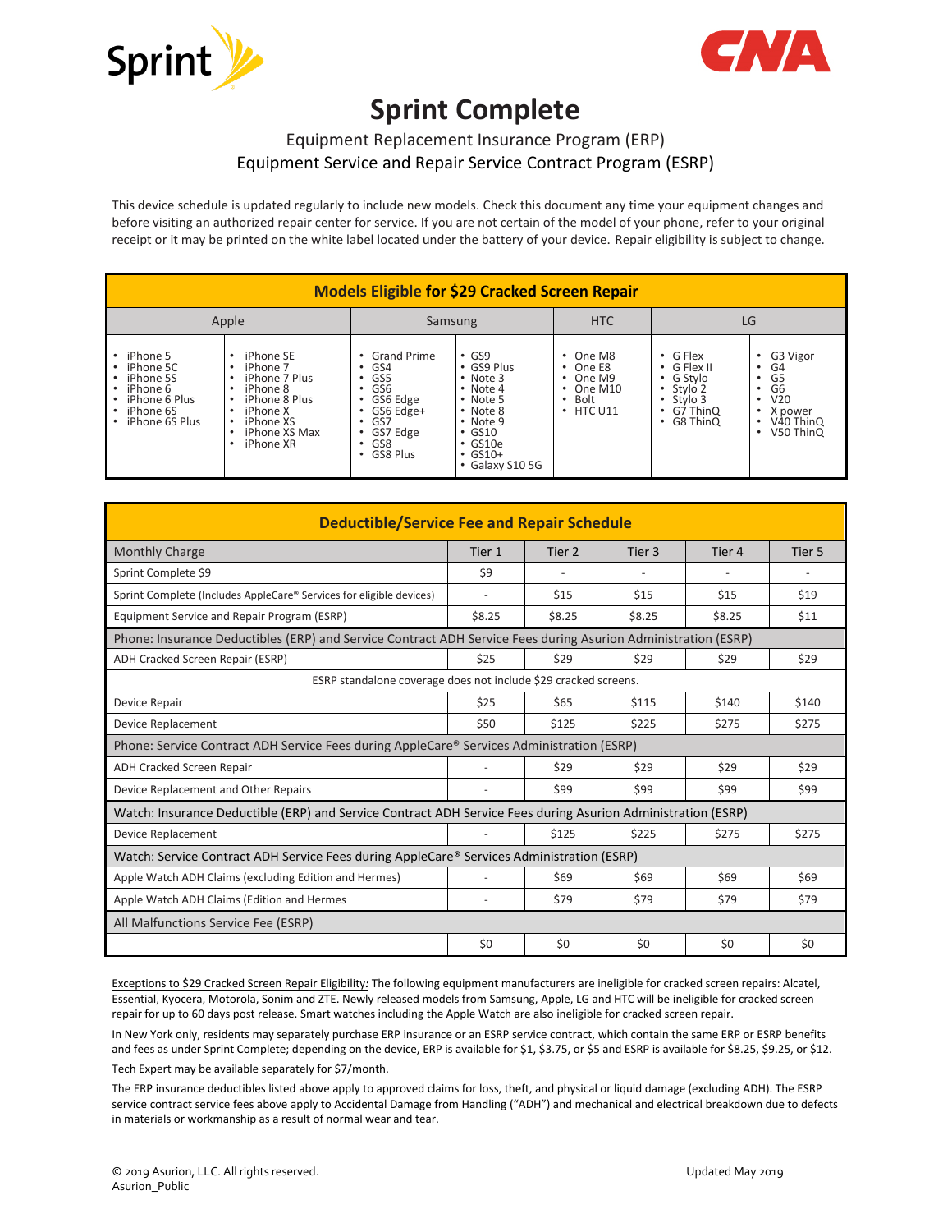Sprint

CNA

# Sprint Complete

Equipment Replacement Insurance Program (ERP)

Equipment Service and Repair Service Contract Program (ESRP)

This device schedule is updated regularly to include new models. Check this document any time your equipment changes and before visiting an authorized repair center for service. If you are not certain of the model of your phone, refer to your original receipt or it may be printed on the white label located under the battery of your device. Repair eligibility is subject to change.

| Models Eligible for $29 Cracked Screen Repair | | | | | | |
|---|---|---|---|---|---|---|
| Apple | | Samsung | | HTC | LG | |
| • iPhone 5<br>• iPhone 5C<br>• iPhone 5S<br>• iPhone 6<br>• iPhone 6 Plus<br>• iPhone 6S<br>• iPhone 6S Plus | • iPhone SE<br>• iPhone 7<br>• iPhone 7 Plus<br>• iPhone 8<br>• iPhone 8 Plus<br>• iPhone X<br>• iPhone XS<br>• iPhone XS Max<br>• iPhone XR | • Grand Prime<br>• GS4<br>• GS5<br>• GS6<br>• GS6 Edge<br>• GS6 Edge+<br>• GS7<br>• GS7 Edge<br>• GS8<br>• GS8 Plus | • GS9<br>• GS9 Plus<br>• Note 3<br>• Note 4<br>• Note 5<br>• Note 8<br>• Note 9<br>• GS10<br>• GS10e<br>• GS10+<br>• Galaxy S10 5G | • One M8<br>• One E8<br>• One M9<br>• One M10<br>• Bolt<br>• HTC U11 | • G Flex<br>• G Flex II<br>• G Stylo<br>• Stylo 2<br>• Stylo 3<br>• G7 ThinQ<br>• G8 ThinQ | • G3 Vigor<br>• G4<br>• G5<br>• G6<br>• V20<br>• X power<br>• V40 ThinQ<br>• V50 ThinQ |

| Deductible/Service Fee and Repair Schedule | | | | | |
|---|---|---|---|---|---|
| Monthly Charge | Tier 1 | Tier 2 | Tier 3 | Tier 4 | Tier 5 |
| Sprint Complete $9 | $9 | - | - | - | - |
| Sprint Complete (Includes AppleCare® Services for eligible devices) | - | $15 | $15 | $15 | $19 |
| Equipment Service and Repair Program (ESRP) | $8.25 | $8.25 | $8.25 | $8.25 | $11 |
| **Phone: Insurance Deductibles (ERP) and Service Contract ADH Service Fees during Asurion Administration (ESRP)** | | | | | |
| ADH Cracked Screen Repair (ESRP) | $25 | $29 | $29 | $29 | $29 |
| ESRP standalone coverage does not include $29 cracked screens. | | | | | |
| Device Repair | $25 | $65 | $115 | $140 | $140 |
| Device Replacement | $50 | $125 | $225 | $275 | $275 |
| **Phone: Service Contract ADH Service Fees during AppleCare® Services Administration (ESRP)** | | | | | |
| ADH Cracked Screen Repair | - | $29 | $29 | $29 | $29 |
| Device Replacement and Other Repairs | - | $99 | $99 | $99 | $99 |
| **Watch: Insurance Deductible (ERP) and Service Contract ADH Service Fees during Asurion Administration (ESRP)** | | | | | |
| Device Replacement | - | $125 | $225 | $275 | $275 |
| **Watch: Service Contract ADH Service Fees during AppleCare® Services Administration (ESRP)** | | | | | |
| Apple Watch ADH Claims (excluding Edition and Hermes) | - | $69 | $69 | $69 | $69 |
| Apple Watch ADH Claims (Edition and Hermes | - | $79 | $79 | $79 | $79 |
| **All Malfunctions Service Fee (ESRP)** | | | | | |
| | $0 | $0 | $0 | $0 | $0 |

Exceptions to $29 Cracked Screen Repair Eligibility*:* The following equipment manufacturers are ineligible for cracked screen repairs: Alcatel, Essential, Kyocera, Motorola, Sonim and ZTE. Newly released models from Samsung, Apple, LG and HTC will be ineligible for cracked screen repair for up to 60 days post release. Smart watches including the Apple Watch are also ineligible for cracked screen repair.

In New York only, residents may separately purchase ERP insurance or an ESRP service contract, which contain the same ERP or ESRP benefits and fees as under Sprint Complete; depending on the device, ERP is available for $1, $3.75, or $5 and ESRP is available for $8.25, $9.25, or $12.

Tech Expert may be available separately for $7/month.

The ERP insurance deductibles listed above apply to approved claims for loss, theft, and physical or liquid damage (excluding ADH). The ESRP service contract service fees above apply to Accidental Damage from Handling ("ADH") and mechanical and electrical breakdown due to defects in materials or workmanship as a result of normal wear and tear.

© 2019 Asurion, LLC. All rights reserved.
Asurion_Public

Updated May 2019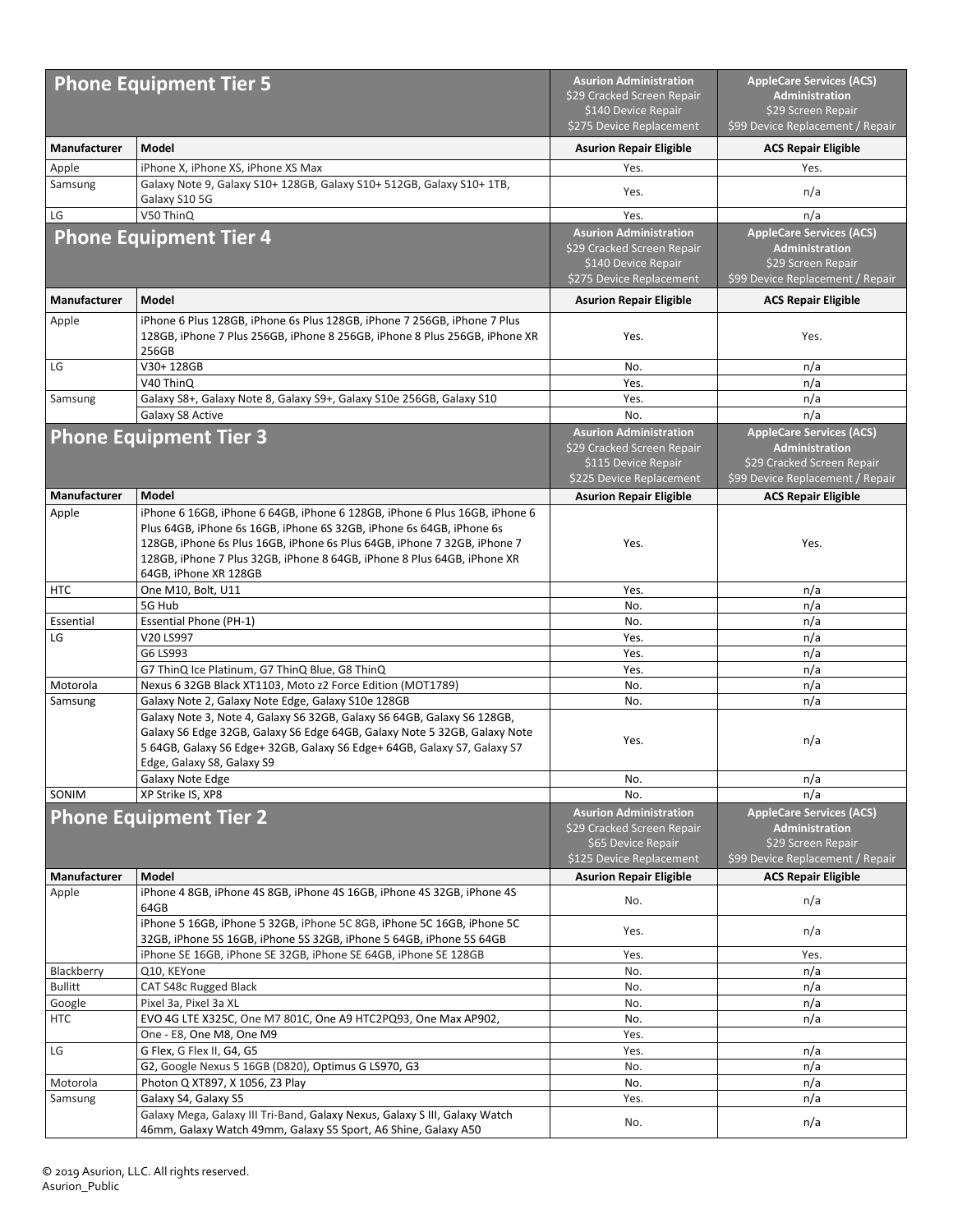| Phone Equipment Tier 5 | | Asurion Administration<br>$29 Cracked Screen Repair<br>$140 Device Repair<br>$275 Device Replacement | AppleCare Services (ACS) Administration<br>$29 Screen Repair<br>$99 Device Replacement / Repair |
|---|---|---|---|
| **Manufacturer** | **Model** | **Asurion Repair Eligible** | **ACS Repair Eligible** |
| Apple | iPhone X, iPhone XS, iPhone XS Max | Yes. | Yes. |
| Samsung | Galaxy Note 9, Galaxy S10+ 128GB, Galaxy S10+ 512GB, Galaxy S10+ 1TB, Galaxy S10 5G | Yes. | n/a |
| LG | V50 ThinQ | Yes. | n/a |

| Phone Equipment Tier 4 | | Asurion Administration<br>$29 Cracked Screen Repair<br>$140 Device Repair<br>$275 Device Replacement | AppleCare Services (ACS) Administration<br>$29 Screen Repair<br>$99 Device Replacement / Repair |
|---|---|---|---|
| **Manufacturer** | **Model** | **Asurion Repair Eligible** | **ACS Repair Eligible** |
| Apple | iPhone 6 Plus 128GB, iPhone 6s Plus 128GB, iPhone 7 256GB, iPhone 7 Plus 128GB, iPhone 7 Plus 256GB, iPhone 8 256GB, iPhone 8 Plus 256GB, iPhone XR 256GB | Yes. | Yes. |
| LG | V30+ 128GB | No. | n/a |
| | V40 ThinQ | Yes. | n/a |
| Samsung | Galaxy S8+, Galaxy Note 8, Galaxy S9+, Galaxy S10e 256GB, Galaxy S10 | Yes. | n/a |
| | Galaxy S8 Active | No. | n/a |

| Phone Equipment Tier 3 | | Asurion Administration<br>$29 Cracked Screen Repair<br>$115 Device Repair<br>$225 Device Replacement | AppleCare Services (ACS) Administration<br>$29 Cracked Screen Repair<br>$99 Device Replacement / Repair |
|---|---|---|---|
| **Manufacturer** | **Model** | **Asurion Repair Eligible** | **ACS Repair Eligible** |
| Apple | iPhone 6 16GB, iPhone 6 64GB, iPhone 6 128GB, iPhone 6 Plus 16GB, iPhone 6 Plus 64GB, iPhone 6s 16GB, iPhone 6S 32GB, iPhone 6s 64GB, iPhone 6s 128GB, iPhone 6s Plus 16GB, iPhone 6s Plus 64GB, iPhone 7 32GB, iPhone 7 128GB, iPhone 7 Plus 32GB, iPhone 8 64GB, iPhone 8 Plus 64GB, iPhone XR 64GB, iPhone XR 128GB | Yes. | Yes. |
| HTC | One M10, Bolt, U11 | Yes. | n/a |
| | 5G Hub | No. | n/a |
| Essential | Essential Phone (PH-1) | No. | n/a |
| LG | V20 LS997 | Yes. | n/a |
| | G6 LS993 | Yes. | n/a |
| | G7 ThinQ Ice Platinum, G7 ThinQ Blue, G8 ThinQ | Yes. | n/a |
| Motorola | Nexus 6 32GB Black XT1103, Moto z2 Force Edition (MOT1789) | No. | n/a |
| Samsung | Galaxy Note 2, Galaxy Note Edge, Galaxy S10e 128GB | No. | n/a |
| | Galaxy Note 3, Note 4, Galaxy S6 32GB, Galaxy S6 64GB, Galaxy S6 128GB, Galaxy S6 Edge 32GB, Galaxy S6 Edge 64GB, Galaxy Note 5 32GB, Galaxy Note 5 64GB, Galaxy S6 Edge+ 32GB, Galaxy S6 Edge+ 64GB, Galaxy S7, Galaxy S7 Edge, Galaxy S8, Galaxy S9 | Yes. | n/a |
| | Galaxy Note Edge | No. | n/a |
| SONIM | XP Strike IS, XP8 | No. | n/a |

| Phone Equipment Tier 2 | | Asurion Administration<br>$29 Cracked Screen Repair<br>$65 Device Repair<br>$125 Device Replacement | AppleCare Services (ACS) Administration<br>$29 Screen Repair<br>$99 Device Replacement / Repair |
|---|---|---|---|
| **Manufacturer** | **Model** | **Asurion Repair Eligible** | **ACS Repair Eligible** |
| Apple | iPhone 4 8GB, iPhone 4S 8GB, iPhone 4S 16GB, iPhone 4S 32GB, iPhone 4S 64GB | No. | n/a |
| | iPhone 5 16GB, iPhone 5 32GB, iPhone 5C 8GB, iPhone 5C 16GB, iPhone 5C 32GB, iPhone 5S 16GB, iPhone 5S 32GB, iPhone 5 64GB, iPhone 5S 64GB | Yes. | n/a |
| | iPhone SE 16GB, iPhone SE 32GB, iPhone SE 64GB, iPhone SE 128GB | Yes. | Yes. |
| Blackberry | Q10, KEYone | No. | n/a |
| Bullitt | CAT S48c Rugged Black | No. | n/a |
| Google | Pixel 3a, Pixel 3a XL | No. | n/a |
| HTC | EVO 4G LTE X325C, One M7 801C, One A9 HTC2PQ93, One Max AP902, | No. | n/a |
| | One - E8, One M8, One M9 | Yes. | |
| LG | G Flex, G Flex II, G4, G5 | Yes. | n/a |
| | G2, Google Nexus 5 16GB (D820), Optimus G LS970, G3 | No. | n/a |
| Motorola | Photon Q XT897, X 1056, Z3 Play | No. | n/a |
| Samsung | Galaxy S4, Galaxy S5 | Yes. | n/a |
| | Galaxy Mega, Galaxy III Tri-Band, Galaxy Nexus, Galaxy S III, Galaxy Watch 46mm, Galaxy Watch 49mm, Galaxy S5 Sport, A6 Shine, Galaxy A50 | No. | n/a |

© 2019 Asurion, LLC. All rights reserved.
Asurion_Public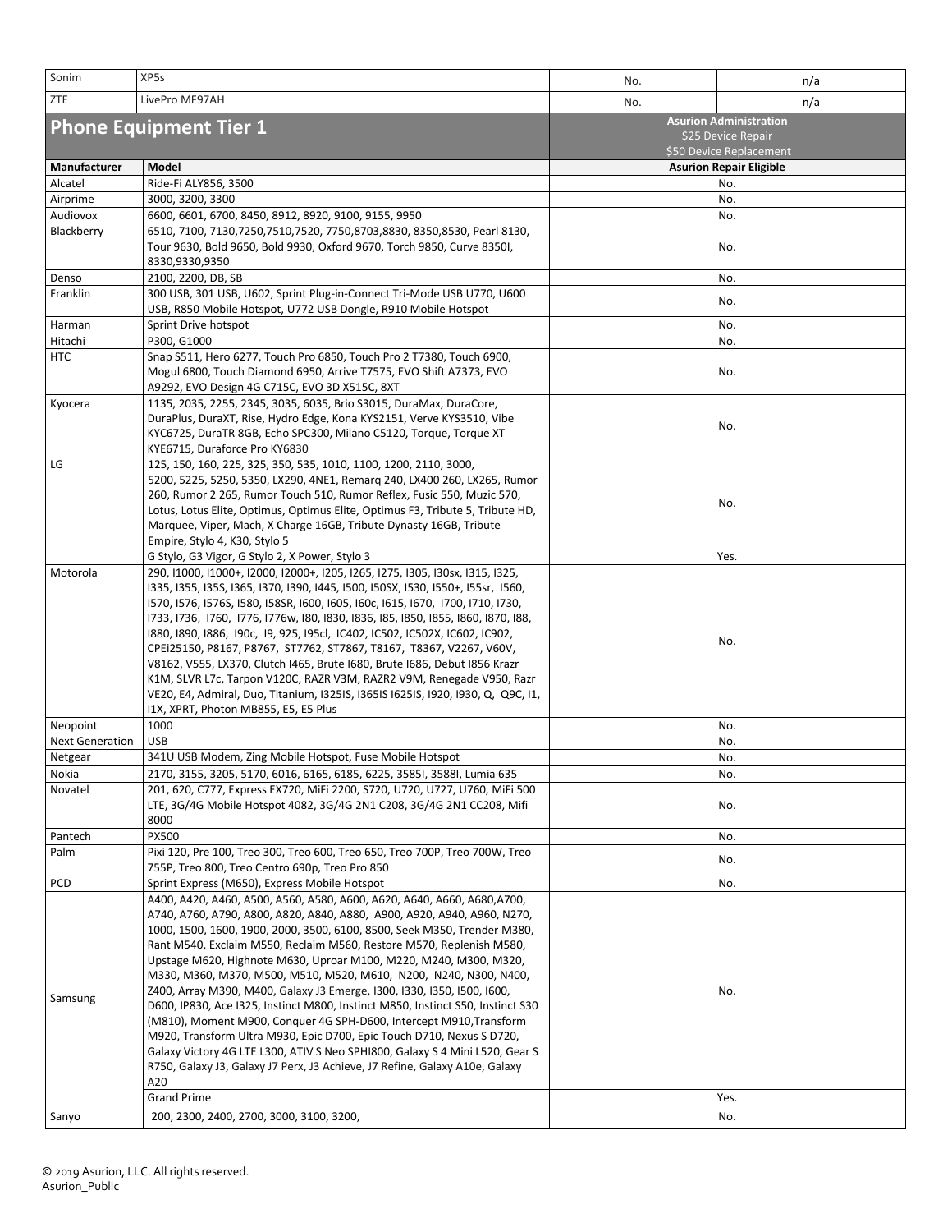| Sonim | XP5s | No. | n/a |
|---|---|---|---|
| ZTE | LivePro MF97AH | No. | n/a |

## Phone Equipment Tier 1

**Asurion Administration**
$25 Device Repair
$50 Device Replacement

| Manufacturer | Model | Asurion Repair Eligible |
|---|---|---|
| Alcatel | Ride-Fi ALY856, 3500 | No. |
| Airprime | 3000, 3200, 3300 | No. |
| Audiovox | 6600, 6601, 6700, 8450, 8912, 8920, 9100, 9155, 9950 | No. |
| Blackberry | 6510, 7100, 7130,7250,7510,7520, 7750,8703,8830, 8350,8530, Pearl 8130, Tour 9630, Bold 9650, Bold 9930, Oxford 9670, Torch 9850, Curve 8350I, 8330,9330,9350 | No. |
| Denso | 2100, 2200, DB, SB | No. |
| Franklin | 300 USB, 301 USB, U602, Sprint Plug-in-Connect Tri-Mode USB U770, U600 USB, R850 Mobile Hotspot, U772 USB Dongle, R910 Mobile Hotspot | No. |
| Harman | Sprint Drive hotspot | No. |
| Hitachi | P300, G1000 | No. |
| HTC | Snap S511, Hero 6277, Touch Pro 6850, Touch Pro 2 T7380, Touch 6900, Mogul 6800, Touch Diamond 6950, Arrive T7575, EVO Shift A7373, EVO A9292, EVO Design 4G C715C, EVO 3D X515C, 8XT | No. |
| Kyocera | 1135, 2035, 2255, 2345, 3035, 6035, Brio S3015, DuraMax, DuraCore, DuraPlus, DuraXT, Rise, Hydro Edge, Kona KYS2151, Verve KYS3510, Vibe KYC6725, DuraTR 8GB, Echo SPC300, Milano C5120, Torque, Torque XT KYE6715, Duraforce Pro KY6830 | No. |
| LG | 125, 150, 160, 225, 325, 350, 535, 1010, 1100, 1200, 2110, 3000, 5200, 5225, 5250, 5350, LX290, 4NE1, Remarq 240, LX400 260, LX265, Rumor 260, Rumor 2 265, Rumor Touch 510, Rumor Reflex, Fusic 550, Muzic 570, Lotus, Lotus Elite, Optimus, Optimus Elite, Optimus F3, Tribute 5, Tribute HD, Marquee, Viper, Mach, X Charge 16GB, Tribute Dynasty 16GB, Tribute Empire, Stylo 4, K30, Stylo 5 | No. |
| | G Stylo, G3 Vigor, G Stylo 2, X Power, Stylo 3 | Yes. |
| Motorola | 290, I1000, I1000+, I2000, I2000+, I205, I265, I275, I305, I30sx, I315, I325, I335, I355, I35S, I365, I370, I390, I445, I500, I50SX, I530, I550+, I55sr, I560, I570, I576, I576S, I580, I58SR, I600, I605, I60c, I615, I670, I700, I710, I730, I733, I736, I760, I776, I776w, I80, I830, I836, I85, I850, I855, I860, I870, I88, I880, I890, I886, I90c, I9, 925, I95cl, IC402, IC502, IC502X, IC602, IC902, CPEi25150, P8167, P8767, ST7762, ST7867, T8167, T8367, V2267, V60V, V8162, V555, LX370, Clutch I465, Brute I680, Brute I686, Debut I856 Krazr K1M, SLVR L7c, Tarpon V120C, RAZR V3M, RAZR2 V9M, Renegade V950, Razr VE20, E4, Admiral, Duo, Titanium, I325IS, I365IS I625IS, I920, I930, Q, Q9C, I1, I1X, XPRT, Photon MB855, E5, E5 Plus | No. |
| Neopoint | 1000 | No. |
| Next Generation | USB | No. |
| Netgear | 341U USB Modem, Zing Mobile Hotspot, Fuse Mobile Hotspot | No. |
| Nokia | 2170, 3155, 3205, 5170, 6016, 6165, 6185, 6225, 3585I, 3588I, Lumia 635 | No. |
| Novatel | 201, 620, C777, Express EX720, MiFi 2200, S720, U720, U727, U760, MiFi 500 LTE, 3G/4G Mobile Hotspot 4082, 3G/4G 2N1 C208, 3G/4G 2N1 CC208, Mifi 8000 | No. |
| Pantech | PX500 | No. |
| Palm | Pixi 120, Pre 100, Treo 300, Treo 600, Treo 650, Treo 700P, Treo 700W, Treo 755P, Treo 800, Treo Centro 690p, Treo Pro 850 | No. |
| PCD | Sprint Express (M650), Express Mobile Hotspot | No. |
| Samsung | A400, A420, A460, A500, A560, A580, A600, A620, A640, A660, A680,A700, A740, A760, A790, A800, A820, A840, A880, A900, A920, A940, A960, N270, 1000, 1500, 1600, 1900, 2000, 3500, 6100, 8500, Seek M350, Trender M380, Rant M540, Exclaim M550, Reclaim M560, Restore M570, Replenish M580, Upstage M620, Highnote M630, Uproar M100, M220, M240, M300, M320, M330, M360, M370, M500, M510, M520, M610, N200, N240, N300, N400, Z400, Array M390, M400, Galaxy J3 Emerge, I300, I330, I350, I500, I600, D600, IP830, Ace I325, Instinct M800, Instinct M850, Instinct S50, Instinct S30 (M810), Moment M900, Conquer 4G SPH-D600, Intercept M910,Transform M920, Transform Ultra M930, Epic D700, Epic Touch D710, Nexus S D720, Galaxy Victory 4G LTE L300, ATIV S Neo SPHI800, Galaxy S 4 Mini L520, Gear S R750, Galaxy J3, Galaxy J7 Perx, J3 Achieve, J7 Refine, Galaxy A10e, Galaxy A20 | No. |
| | Grand Prime | Yes. |
| Sanyo | 200, 2300, 2400, 2700, 3000, 3100, 3200, | No. |

© 2019 Asurion, LLC. All rights reserved.
Asurion_Public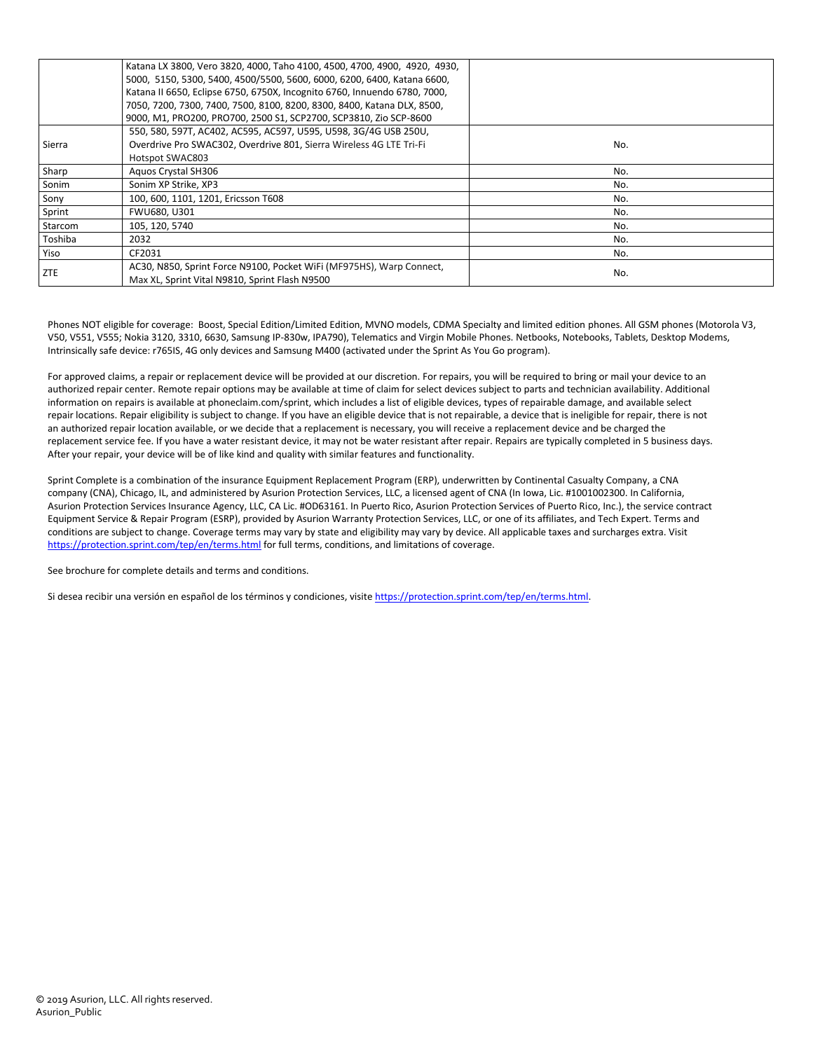| | | |
|---|---|---|
| | Katana LX 3800, Vero 3820, 4000, Taho 4100, 4500, 4700, 4900, 4920, 4930, 5000, 5150, 5300, 5400, 4500/5500, 5600, 6000, 6200, 6400, Katana 6600, Katana II 6650, Eclipse 6750, 6750X, Incognito 6760, Innuendo 6780, 7000, 7050, 7200, 7300, 7400, 7500, 8100, 8200, 8300, 8400, Katana DLX, 8500, 9000, M1, PRO200, PRO700, 2500 S1, SCP2700, SCP3810, Zio SCP-8600 | |
| Sierra | 550, 580, 597T, AC402, AC595, AC597, U595, U598, 3G/4G USB 250U, Overdrive Pro SWAC302, Overdrive 801, Sierra Wireless 4G LTE Tri-Fi Hotspot SWAC803 | No. |
| Sharp | Aquos Crystal SH306 | No. |
| Sonim | Sonim XP Strike, XP3 | No. |
| Sony | 100, 600, 1101, 1201, Ericsson T608 | No. |
| Sprint | FWU680, U301 | No. |
| Starcom | 105, 120, 5740 | No. |
| Toshiba | 2032 | No. |
| Yiso | CF2031 | No. |
| ZTE | AC30, N850, Sprint Force N9100, Pocket WiFi (MF975HS), Warp Connect, Max XL, Sprint Vital N9810, Sprint Flash N9500 | No. |

Phones NOT eligible for coverage: Boost, Special Edition/Limited Edition, MVNO models, CDMA Specialty and limited edition phones. All GSM phones (Motorola V3, V50, V551, V555; Nokia 3120, 3310, 6630, Samsung IP-830w, IPA790), Telematics and Virgin Mobile Phones. Netbooks, Notebooks, Tablets, Desktop Modems, Intrinsically safe device: r765IS, 4G only devices and Samsung M400 (activated under the Sprint As You Go program).

For approved claims, a repair or replacement device will be provided at our discretion. For repairs, you will be required to bring or mail your device to an authorized repair center. Remote repair options may be available at time of claim for select devices subject to parts and technician availability. Additional information on repairs is available at phoneclaim.com/sprint, which includes a list of eligible devices, types of repairable damage, and available select repair locations. Repair eligibility is subject to change. If you have an eligible device that is not repairable, a device that is ineligible for repair, there is not an authorized repair location available, or we decide that a replacement is necessary, you will receive a replacement device and be charged the replacement service fee. If you have a water resistant device, it may not be water resistant after repair. Repairs are typically completed in 5 business days. After your repair, your device will be of like kind and quality with similar features and functionality.

Sprint Complete is a combination of the insurance Equipment Replacement Program (ERP), underwritten by Continental Casualty Company, a CNA company (CNA), Chicago, IL, and administered by Asurion Protection Services, LLC, a licensed agent of CNA (In Iowa, Lic. #1001002300. In California, Asurion Protection Services Insurance Agency, LLC, CA Lic. #OD63161. In Puerto Rico, Asurion Protection Services of Puerto Rico, Inc.), the service contract Equipment Service & Repair Program (ESRP), provided by Asurion Warranty Protection Services, LLC, or one of its affiliates, and Tech Expert. Terms and conditions are subject to change. Coverage terms may vary by state and eligibility may vary by device. All applicable taxes and surcharges extra. Visit https://protection.sprint.com/tep/en/terms.html for full terms, conditions, and limitations of coverage.

See brochure for complete details and terms and conditions.

Si desea recibir una versión en español de los términos y condiciones, visite https://protection.sprint.com/tep/en/terms.html.

© 2019 Asurion, LLC. All rights reserved.
Asurion_Public